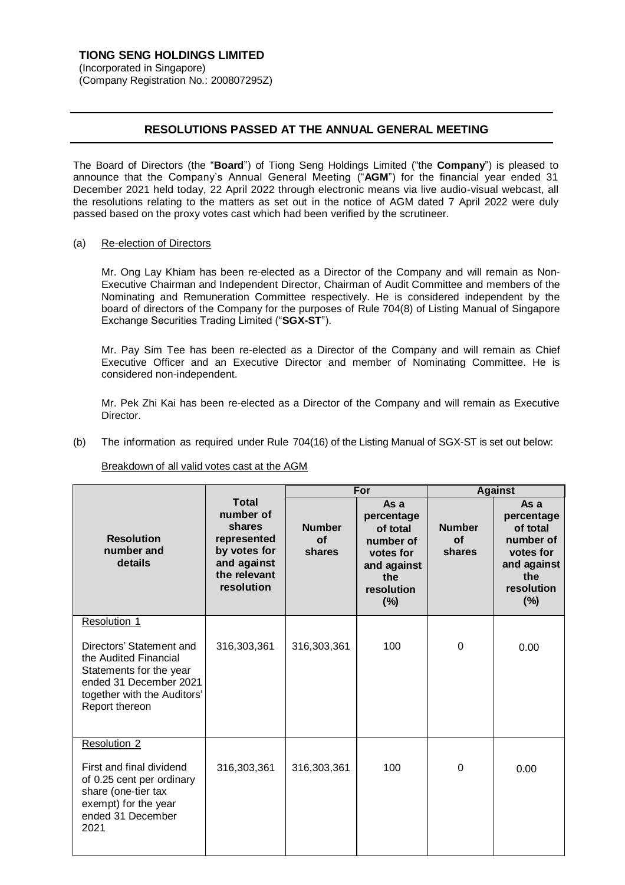**TIONG SENG HOLDINGS LIMITED**
(Incorporated in Singapore)
(Company Registration No.: 200807295Z)

## RESOLUTIONS PASSED AT THE ANNUAL GENERAL MEETING

The Board of Directors (the "**Board**") of Tiong Seng Holdings Limited ("the **Company**") is pleased to announce that the Company's Annual General Meeting ("**AGM**") for the financial year ended 31 December 2021 held today, 22 April 2022 through electronic means via live audio-visual webcast, all the resolutions relating to the matters as set out in the notice of AGM dated 7 April 2022 were duly passed based on the proxy votes cast which had been verified by the scrutineer.

(a) Re-election of Directors

Mr. Ong Lay Khiam has been re-elected as a Director of the Company and will remain as Non-Executive Chairman and Independent Director, Chairman of Audit Committee and members of the Nominating and Remuneration Committee respectively. He is considered independent by the board of directors of the Company for the purposes of Rule 704(8) of Listing Manual of Singapore Exchange Securities Trading Limited ("**SGX-ST**").

Mr. Pay Sim Tee has been re-elected as a Director of the Company and will remain as Chief Executive Officer and an Executive Director and member of Nominating Committee. He is considered non-independent.

Mr. Pek Zhi Kai has been re-elected as a Director of the Company and will remain as Executive Director.

(b) The information as required under Rule 704(16) of the Listing Manual of SGX-ST is set out below:

Breakdown of all valid votes cast at the AGM

| Resolution number and details | Total number of shares represented by votes for and against the relevant resolution | For | | Against | |
|---|---|---|---|---|---|
| | | Number of shares | As a percentage of total number of votes for and against the resolution (%) | Number of shares | As a percentage of total number of votes for and against the resolution (%) |
| Resolution 1<br><br>Directors' Statement and the Audited Financial Statements for the year ended 31 December 2021 together with the Auditors' Report thereon | 316,303,361 | 316,303,361 | 100 | 0 | 0.00 |
| Resolution 2<br><br>First and final dividend of 0.25 cent per ordinary share (one-tier tax exempt) for the year ended 31 December 2021 | 316,303,361 | 316,303,361 | 100 | 0 | 0.00 |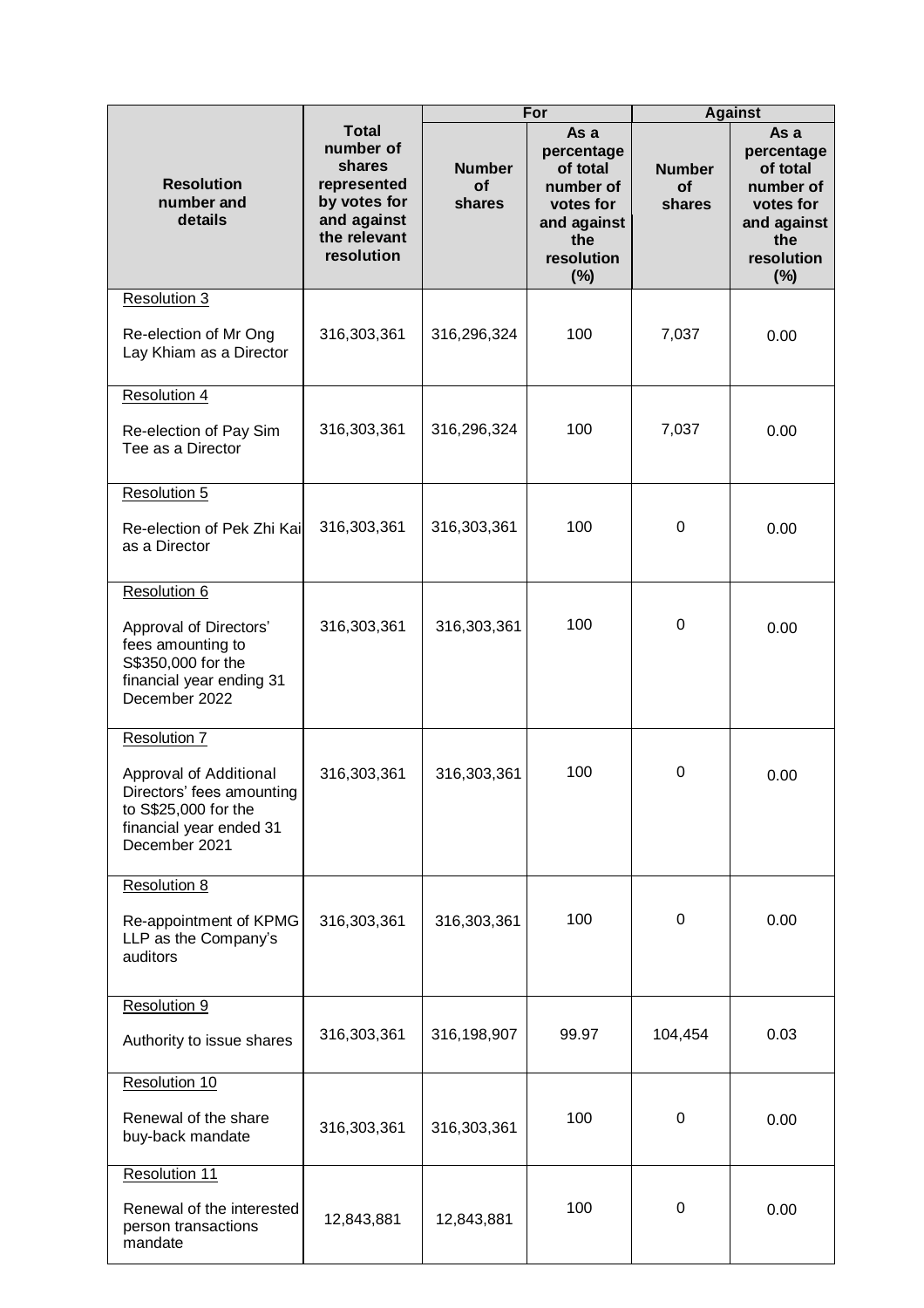| Resolution number and details | Total number of shares represented by votes for and against the relevant resolution | For | | Against | |
|---|---|---|---|---|---|
| | | Number of shares | As a percentage of total number of votes for and against the resolution (%) | Number of shares | As a percentage of total number of votes for and against the resolution (%) |
| Resolution 3<br><br>Re-election of Mr Ong Lay Khiam as a Director | 316,303,361 | 316,296,324 | 100 | 7,037 | 0.00 |
| Resolution 4<br><br>Re-election of Pay Sim Tee as a Director | 316,303,361 | 316,296,324 | 100 | 7,037 | 0.00 |
| Resolution 5<br><br>Re-election of Pek Zhi Kai as a Director | 316,303,361 | 316,303,361 | 100 | 0 | 0.00 |
| Resolution 6<br><br>Approval of Directors' fees amounting to S$350,000 for the financial year ending 31 December 2022 | 316,303,361 | 316,303,361 | 100 | 0 | 0.00 |
| Resolution 7<br><br>Approval of Additional Directors' fees amounting to S$25,000 for the financial year ended 31 December 2021 | 316,303,361 | 316,303,361 | 100 | 0 | 0.00 |
| Resolution 8<br><br>Re-appointment of KPMG LLP as the Company's auditors | 316,303,361 | 316,303,361 | 100 | 0 | 0.00 |
| Resolution 9<br><br>Authority to issue shares | 316,303,361 | 316,198,907 | 99.97 | 104,454 | 0.03 |
| Resolution 10<br><br>Renewal of the share buy-back mandate | 316,303,361 | 316,303,361 | 100 | 0 | 0.00 |
| Resolution 11<br><br>Renewal of the interested person transactions mandate | 12,843,881 | 12,843,881 | 100 | 0 | 0.00 |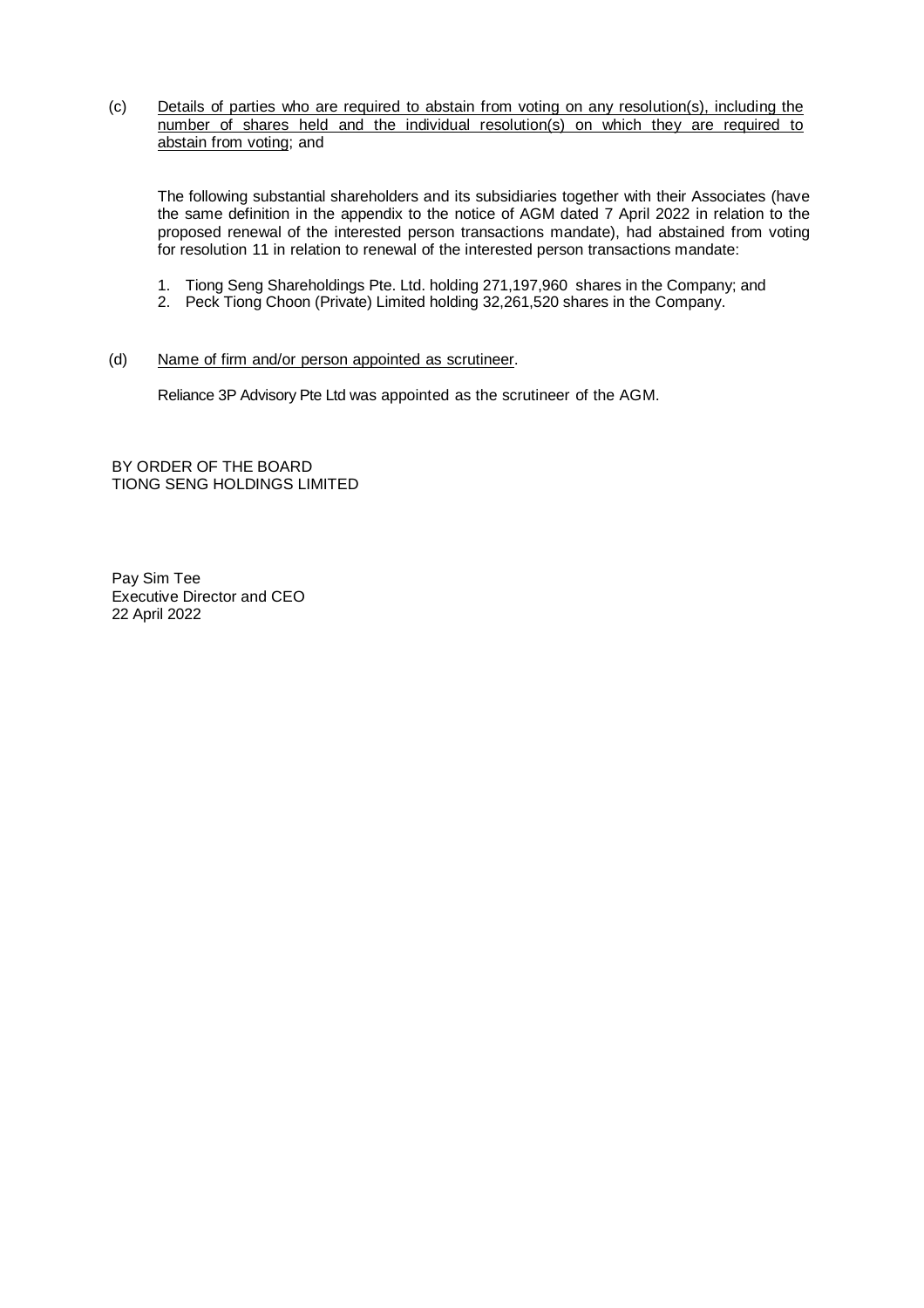(c) <u>Details of parties who are required to abstain from voting on any resolution(s), including the number of shares held and the individual resolution(s) on which they are required to abstain from voting</u>; and

The following substantial shareholders and its subsidiaries together with their Associates (have the same definition in the appendix to the notice of AGM dated 7 April 2022 in relation to the proposed renewal of the interested person transactions mandate), had abstained from voting for resolution 11 in relation to renewal of the interested person transactions mandate:

1. Tiong Seng Shareholdings Pte. Ltd. holding 271,197,960 shares in the Company; and
2. Peck Tiong Choon (Private) Limited holding 32,261,520 shares in the Company.

(d) <u>Name of firm and/or person appointed as scrutineer</u>.

Reliance 3P Advisory Pte Ltd was appointed as the scrutineer of the AGM.

BY ORDER OF THE BOARD
TIONG SENG HOLDINGS LIMITED

Pay Sim Tee
Executive Director and CEO
22 April 2022